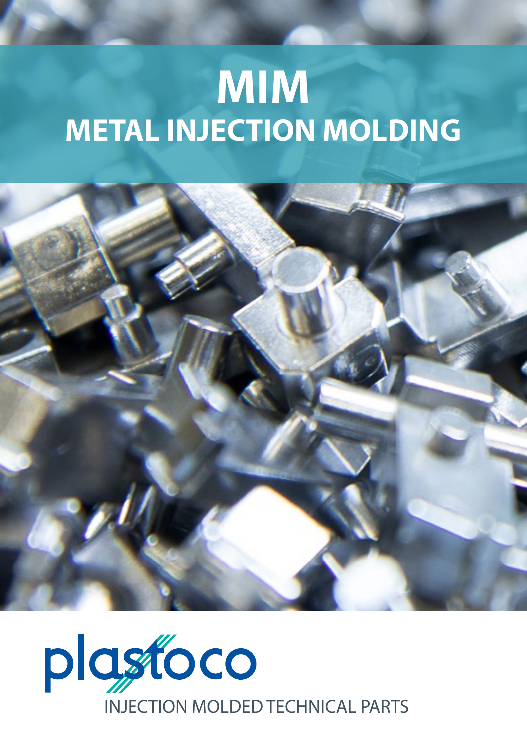# MIM
## METAL INJECTION MOLDING

plastoco

INJECTION MOLDED TECHNICAL PARTS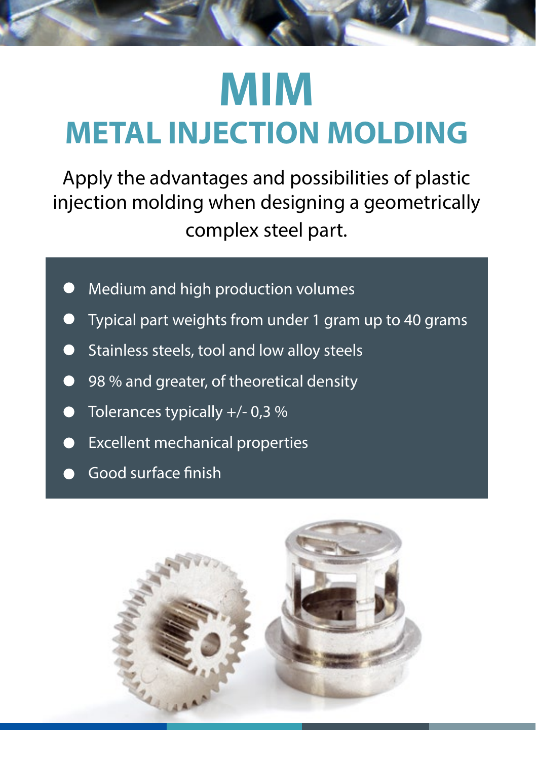# MIM

## METAL INJECTION MOLDING

Apply the advantages and possibilities of plastic injection molding when designing a geometrically complex steel part.

- Medium and high production volumes
- Typical part weights from under 1 gram up to 40 grams
- Stainless steels, tool and low alloy steels
- 98 % and greater, of theoretical density
- Tolerances typically +/- 0,3 %
- Excellent mechanical properties
- Good surface finish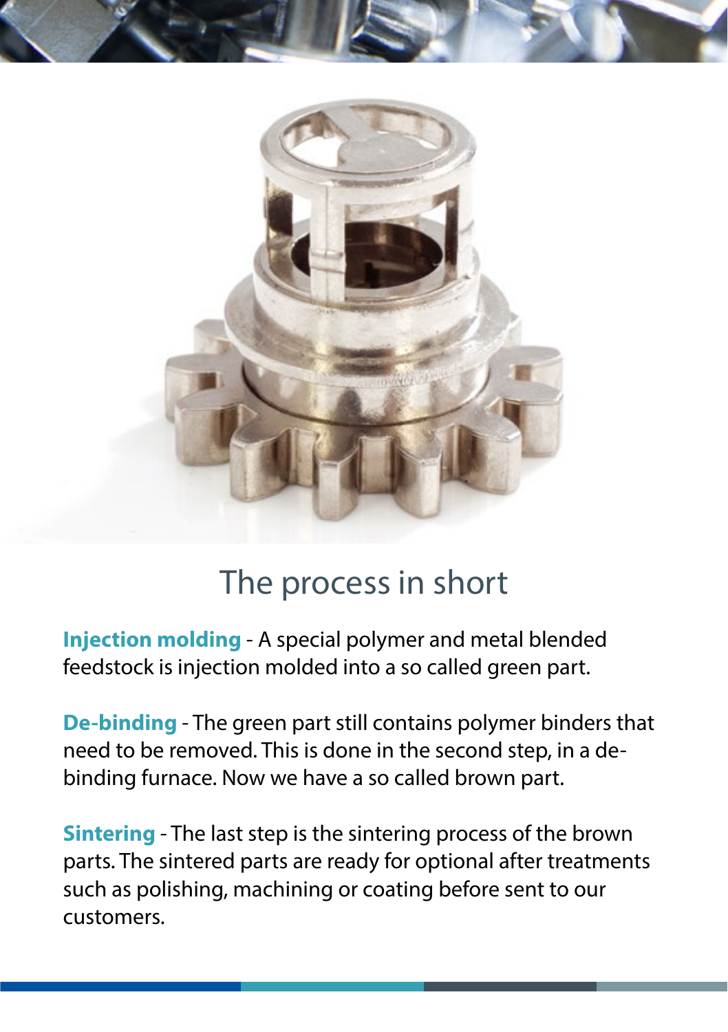## The process in short

**Injection molding** - A special polymer and metal blended feedstock is injection molded into a so called green part.

**De-binding** - The green part still contains polymer binders that need to be removed. This is done in the second step, in a de-binding furnace. Now we have a so called brown part.

**Sintering** - The last step is the sintering process of the brown parts. The sintered parts are ready for optional after treatments such as polishing, machining or coating before sent to our customers.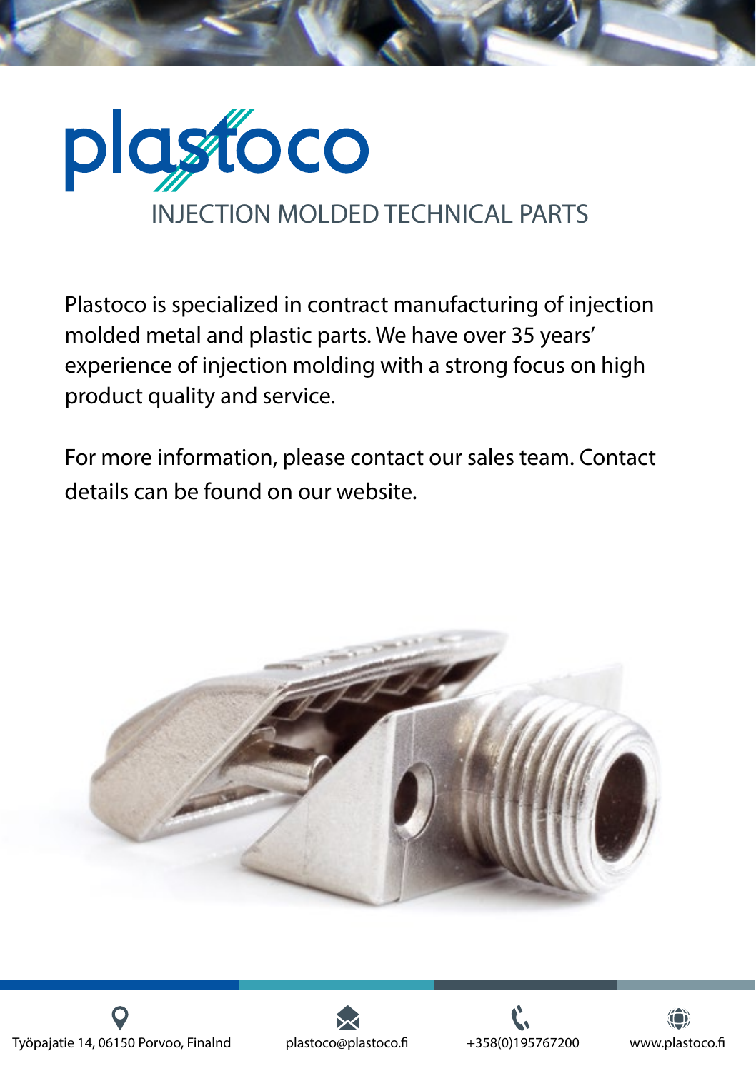# plastoco

## INJECTION MOLDED TECHNICAL PARTS

Plastoco is specialized in contract manufacturing of injection molded metal and plastic parts. We have over 35 years' experience of injection molding with a strong focus on high product quality and service.

For more information, please contact our sales team. Contact details can be found on our website.

Työpajatie 14, 06150 Porvoo, Finalnd

plastoco@plastoco.fi

+358(0)195767200

www.plastoco.fi